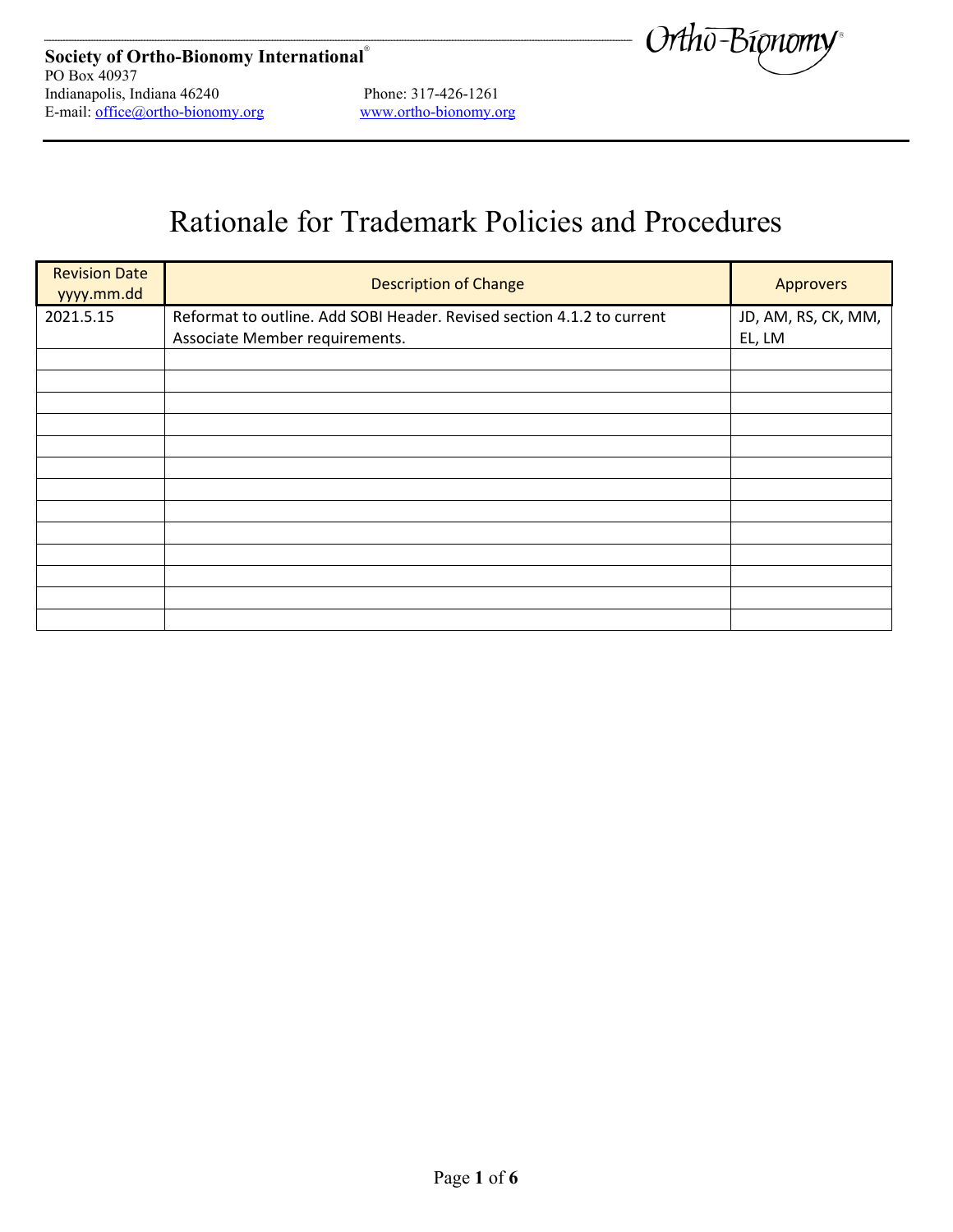**Society of Ortho-Bionomy International®**
PO Box 40937
Indianapolis, Indiana 46240
E-mail: office@ortho-bionomy.org

Phone: 317-426-1261
www.ortho-bionomy.org

# Rationale for Trademark Policies and Procedures

| Revision Date yyyy.mm.dd | Description of Change | Approvers |
|---|---|---|
| 2021.5.15 | Reformat to outline. Add SOBI Header. Revised section 4.1.2 to current Associate Member requirements. | JD, AM, RS, CK, MM, EL, LM |
| | | |
| | | |
| | | |
| | | |
| | | |
| | | |
| | | |
| | | |
| | | |
| | | |
| | | |
| | | |
| | | |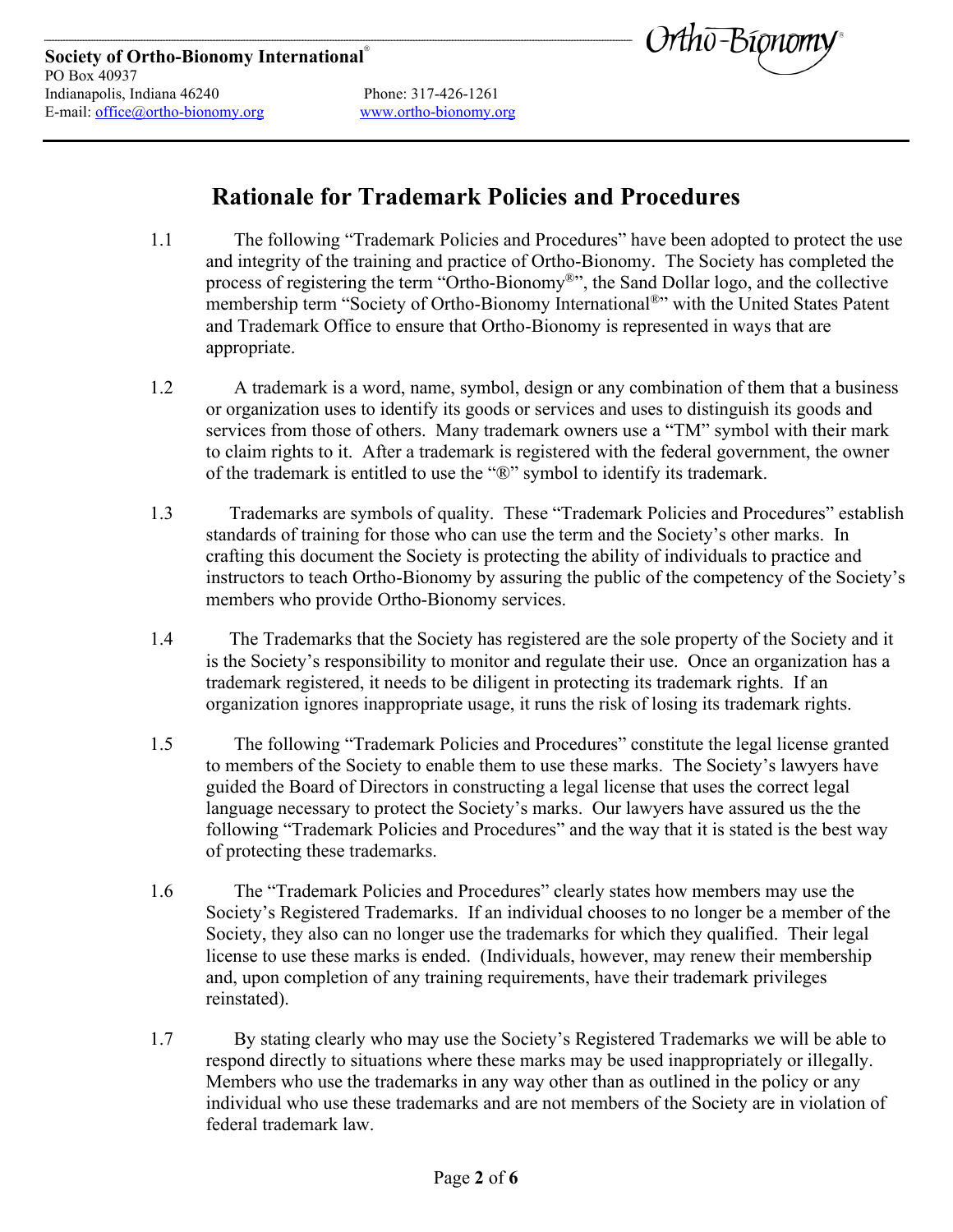**Society of Ortho-Bionomy International®**
PO Box 40937
Indianapolis, Indiana 46240
Phone: 317-426-1261
E-mail: office@ortho-bionomy.org
www.ortho-bionomy.org

# Rationale for Trademark Policies and Procedures

1.1 The following "Trademark Policies and Procedures" have been adopted to protect the use and integrity of the training and practice of Ortho-Bionomy. The Society has completed the process of registering the term "Ortho-Bionomy®", the Sand Dollar logo, and the collective membership term "Society of Ortho-Bionomy International®" with the United States Patent and Trademark Office to ensure that Ortho-Bionomy is represented in ways that are appropriate.

1.2 A trademark is a word, name, symbol, design or any combination of them that a business or organization uses to identify its goods or services and uses to distinguish its goods and services from those of others. Many trademark owners use a "TM" symbol with their mark to claim rights to it. After a trademark is registered with the federal government, the owner of the trademark is entitled to use the "®" symbol to identify its trademark.

1.3 Trademarks are symbols of quality. These "Trademark Policies and Procedures" establish standards of training for those who can use the term and the Society's other marks. In crafting this document the Society is protecting the ability of individuals to practice and instructors to teach Ortho-Bionomy by assuring the public of the competency of the Society's members who provide Ortho-Bionomy services.

1.4 The Trademarks that the Society has registered are the sole property of the Society and it is the Society's responsibility to monitor and regulate their use. Once an organization has a trademark registered, it needs to be diligent in protecting its trademark rights. If an organization ignores inappropriate usage, it runs the risk of losing its trademark rights.

1.5 The following "Trademark Policies and Procedures" constitute the legal license granted to members of the Society to enable them to use these marks. The Society's lawyers have guided the Board of Directors in constructing a legal license that uses the correct legal language necessary to protect the Society's marks. Our lawyers have assured us the the following "Trademark Policies and Procedures" and the way that it is stated is the best way of protecting these trademarks.

1.6 The "Trademark Policies and Procedures" clearly states how members may use the Society's Registered Trademarks. If an individual chooses to no longer be a member of the Society, they also can no longer use the trademarks for which they qualified. Their legal license to use these marks is ended. (Individuals, however, may renew their membership and, upon completion of any training requirements, have their trademark privileges reinstated).

1.7 By stating clearly who may use the Society's Registered Trademarks we will be able to respond directly to situations where these marks may be used inappropriately or illegally. Members who use the trademarks in any way other than as outlined in the policy or any individual who use these trademarks and are not members of the Society are in violation of federal trademark law.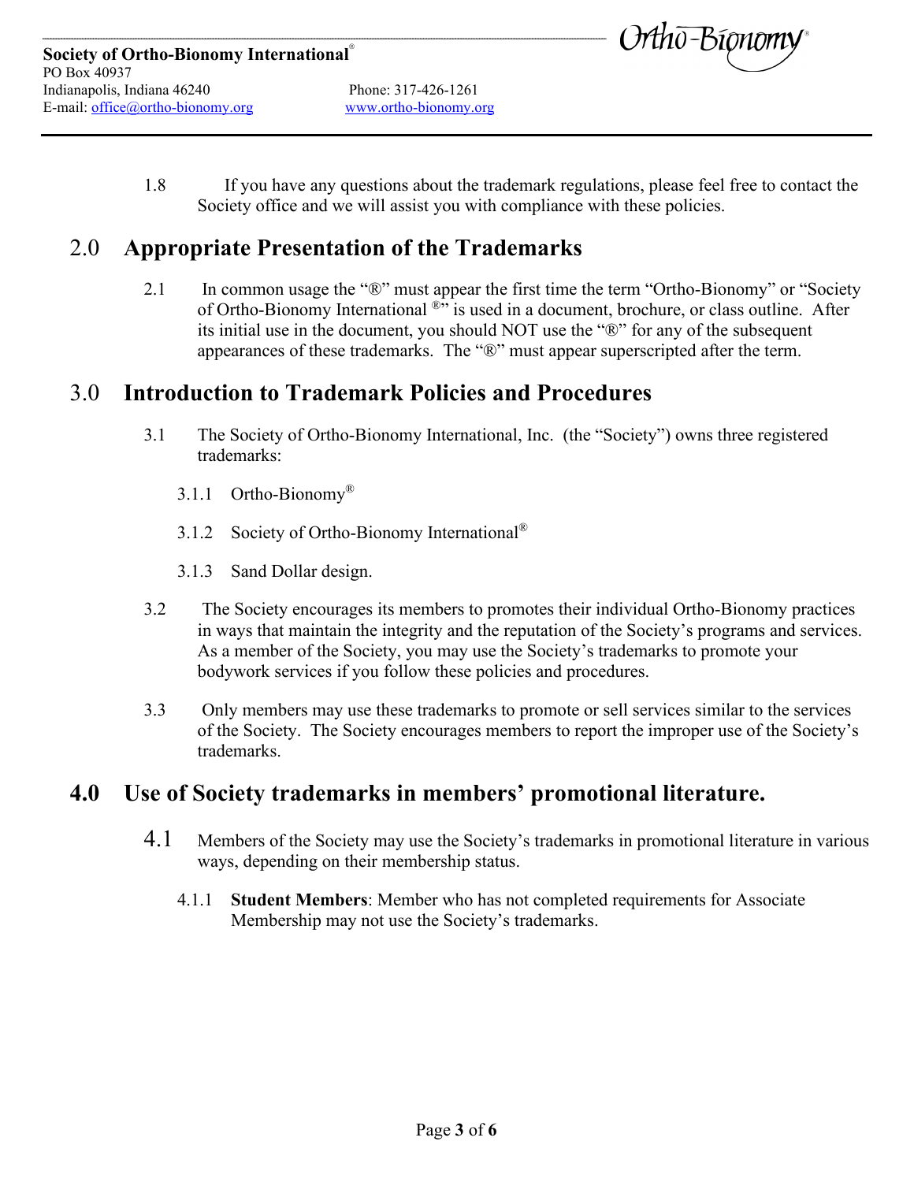1.8 If you have any questions about the trademark regulations, please feel free to contact the Society office and we will assist you with compliance with these policies.

## 2.0 Appropriate Presentation of the Trademarks

2.1 In common usage the "®" must appear the first time the term "Ortho-Bionomy" or "Society of Ortho-Bionomy International ®" is used in a document, brochure, or class outline. After its initial use in the document, you should NOT use the "®" for any of the subsequent appearances of these trademarks. The "®" must appear superscripted after the term.

## 3.0 Introduction to Trademark Policies and Procedures

3.1 The Society of Ortho-Bionomy International, Inc. (the "Society") owns three registered trademarks:

3.1.1 Ortho-Bionomy®

3.1.2 Society of Ortho-Bionomy International®

3.1.3 Sand Dollar design.

3.2 The Society encourages its members to promotes their individual Ortho-Bionomy practices in ways that maintain the integrity and the reputation of the Society's programs and services. As a member of the Society, you may use the Society's trademarks to promote your bodywork services if you follow these policies and procedures.

3.3 Only members may use these trademarks to promote or sell services similar to the services of the Society. The Society encourages members to report the improper use of the Society's trademarks.

## 4.0 Use of Society trademarks in members' promotional literature.

4.1 Members of the Society may use the Society's trademarks in promotional literature in various ways, depending on their membership status.

4.1.1 **Student Members**: Member who has not completed requirements for Associate Membership may not use the Society's trademarks.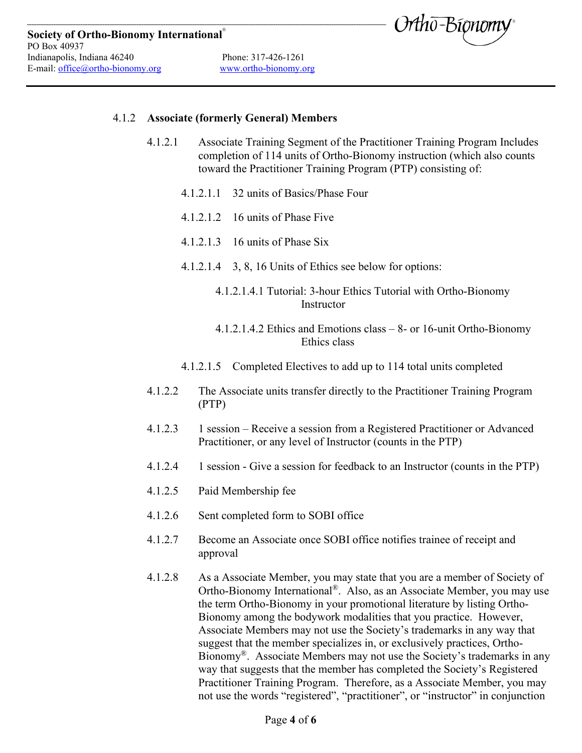4.1.2 **Associate (formerly General) Members**

4.1.2.1 Associate Training Segment of the Practitioner Training Program Includes completion of 114 units of Ortho-Bionomy instruction (which also counts toward the Practitioner Training Program (PTP) consisting of:

4.1.2.1.1 32 units of Basics/Phase Four

4.1.2.1.2 16 units of Phase Five

4.1.2.1.3 16 units of Phase Six

4.1.2.1.4 3, 8, 16 Units of Ethics see below for options:

4.1.2.1.4.1 Tutorial: 3-hour Ethics Tutorial with Ortho-Bionomy Instructor

4.1.2.1.4.2 Ethics and Emotions class – 8- or 16-unit Ortho-Bionomy Ethics class

4.1.2.1.5 Completed Electives to add up to 114 total units completed

4.1.2.2 The Associate units transfer directly to the Practitioner Training Program (PTP)

4.1.2.3 1 session – Receive a session from a Registered Practitioner or Advanced Practitioner, or any level of Instructor (counts in the PTP)

4.1.2.4 1 session - Give a session for feedback to an Instructor (counts in the PTP)

4.1.2.5 Paid Membership fee

4.1.2.6 Sent completed form to SOBI office

4.1.2.7 Become an Associate once SOBI office notifies trainee of receipt and approval

4.1.2.8 As a Associate Member, you may state that you are a member of Society of Ortho-Bionomy International®. Also, as an Associate Member, you may use the term Ortho-Bionomy in your promotional literature by listing Ortho-Bionomy among the bodywork modalities that you practice. However, Associate Members may not use the Society's trademarks in any way that suggest that the member specializes in, or exclusively practices, Ortho-Bionomy®. Associate Members may not use the Society's trademarks in any way that suggests that the member has completed the Society's Registered Practitioner Training Program. Therefore, as a Associate Member, you may not use the words "registered", "practitioner", or "instructor" in conjunction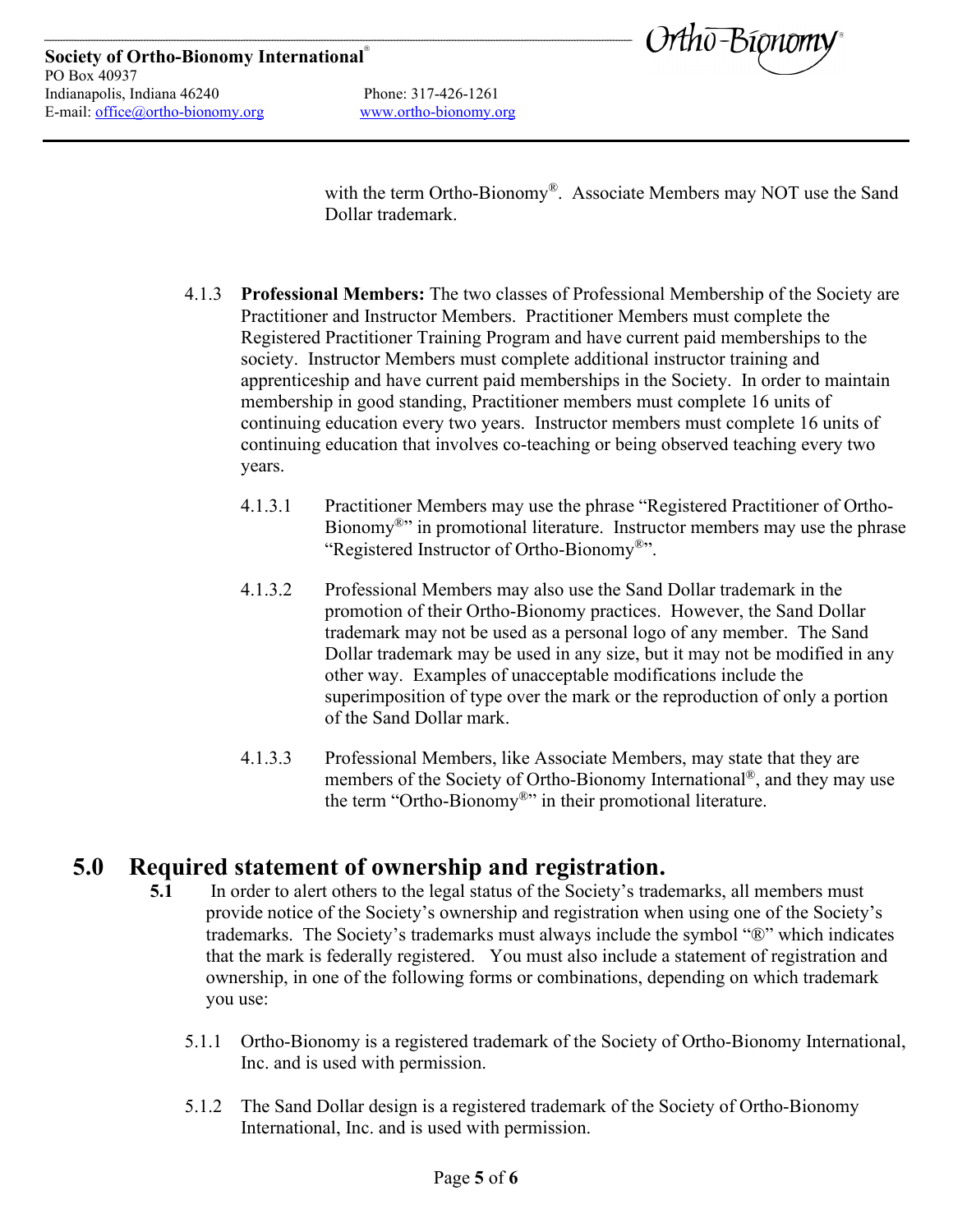with the term Ortho-Bionomy®. Associate Members may NOT use the Sand Dollar trademark.

4.1.3 **Professional Members:** The two classes of Professional Membership of the Society are Practitioner and Instructor Members. Practitioner Members must complete the Registered Practitioner Training Program and have current paid memberships to the society. Instructor Members must complete additional instructor training and apprenticeship and have current paid memberships in the Society. In order to maintain membership in good standing, Practitioner members must complete 16 units of continuing education every two years. Instructor members must complete 16 units of continuing education that involves co-teaching or being observed teaching every two years.

4.1.3.1 Practitioner Members may use the phrase "Registered Practitioner of Ortho-Bionomy®" in promotional literature. Instructor members may use the phrase "Registered Instructor of Ortho-Bionomy®".

4.1.3.2 Professional Members may also use the Sand Dollar trademark in the promotion of their Ortho-Bionomy practices. However, the Sand Dollar trademark may not be used as a personal logo of any member. The Sand Dollar trademark may be used in any size, but it may not be modified in any other way. Examples of unacceptable modifications include the superimposition of type over the mark or the reproduction of only a portion of the Sand Dollar mark.

4.1.3.3 Professional Members, like Associate Members, may state that they are members of the Society of Ortho-Bionomy International®, and they may use the term "Ortho-Bionomy®" in their promotional literature.

# 5.0 Required statement of ownership and registration.

**5.1** In order to alert others to the legal status of the Society's trademarks, all members must provide notice of the Society's ownership and registration when using one of the Society's trademarks. The Society's trademarks must always include the symbol "®" which indicates that the mark is federally registered. You must also include a statement of registration and ownership, in one of the following forms or combinations, depending on which trademark you use:

5.1.1 Ortho-Bionomy is a registered trademark of the Society of Ortho-Bionomy International, Inc. and is used with permission.

5.1.2 The Sand Dollar design is a registered trademark of the Society of Ortho-Bionomy International, Inc. and is used with permission.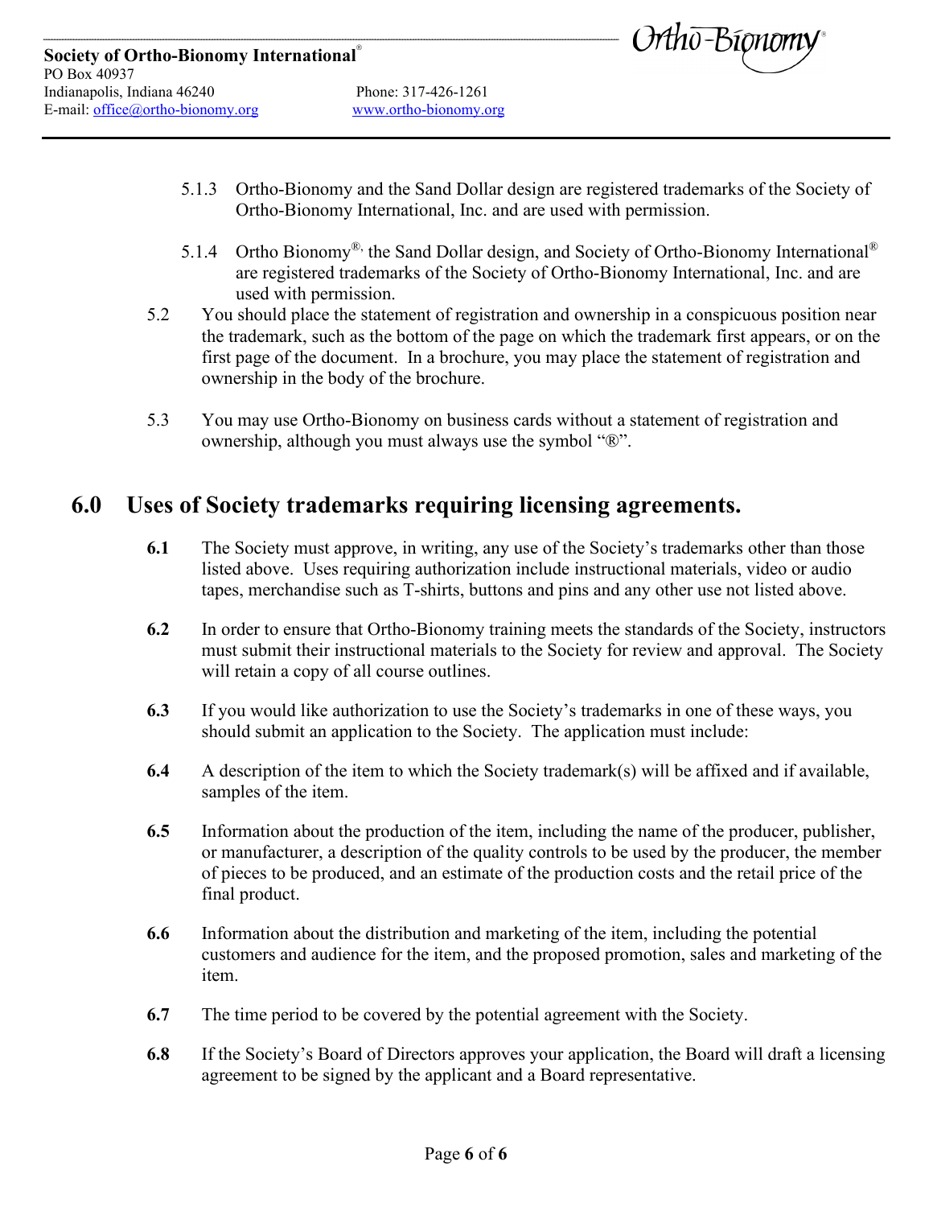5.1.3 Ortho-Bionomy and the Sand Dollar design are registered trademarks of the Society of Ortho-Bionomy International, Inc. and are used with permission.

5.1.4 Ortho Bionomy®, the Sand Dollar design, and Society of Ortho-Bionomy International® are registered trademarks of the Society of Ortho-Bionomy International, Inc. and are used with permission.

5.2 You should place the statement of registration and ownership in a conspicuous position near the trademark, such as the bottom of the page on which the trademark first appears, or on the first page of the document. In a brochure, you may place the statement of registration and ownership in the body of the brochure.

5.3 You may use Ortho-Bionomy on business cards without a statement of registration and ownership, although you must always use the symbol "®".

## 6.0 Uses of Society trademarks requiring licensing agreements.

**6.1** The Society must approve, in writing, any use of the Society's trademarks other than those listed above. Uses requiring authorization include instructional materials, video or audio tapes, merchandise such as T-shirts, buttons and pins and any other use not listed above.

**6.2** In order to ensure that Ortho-Bionomy training meets the standards of the Society, instructors must submit their instructional materials to the Society for review and approval. The Society will retain a copy of all course outlines.

**6.3** If you would like authorization to use the Society's trademarks in one of these ways, you should submit an application to the Society. The application must include:

**6.4** A description of the item to which the Society trademark(s) will be affixed and if available, samples of the item.

**6.5** Information about the production of the item, including the name of the producer, publisher, or manufacturer, a description of the quality controls to be used by the producer, the member of pieces to be produced, and an estimate of the production costs and the retail price of the final product.

**6.6** Information about the distribution and marketing of the item, including the potential customers and audience for the item, and the proposed promotion, sales and marketing of the item.

**6.7** The time period to be covered by the potential agreement with the Society.

**6.8** If the Society's Board of Directors approves your application, the Board will draft a licensing agreement to be signed by the applicant and a Board representative.